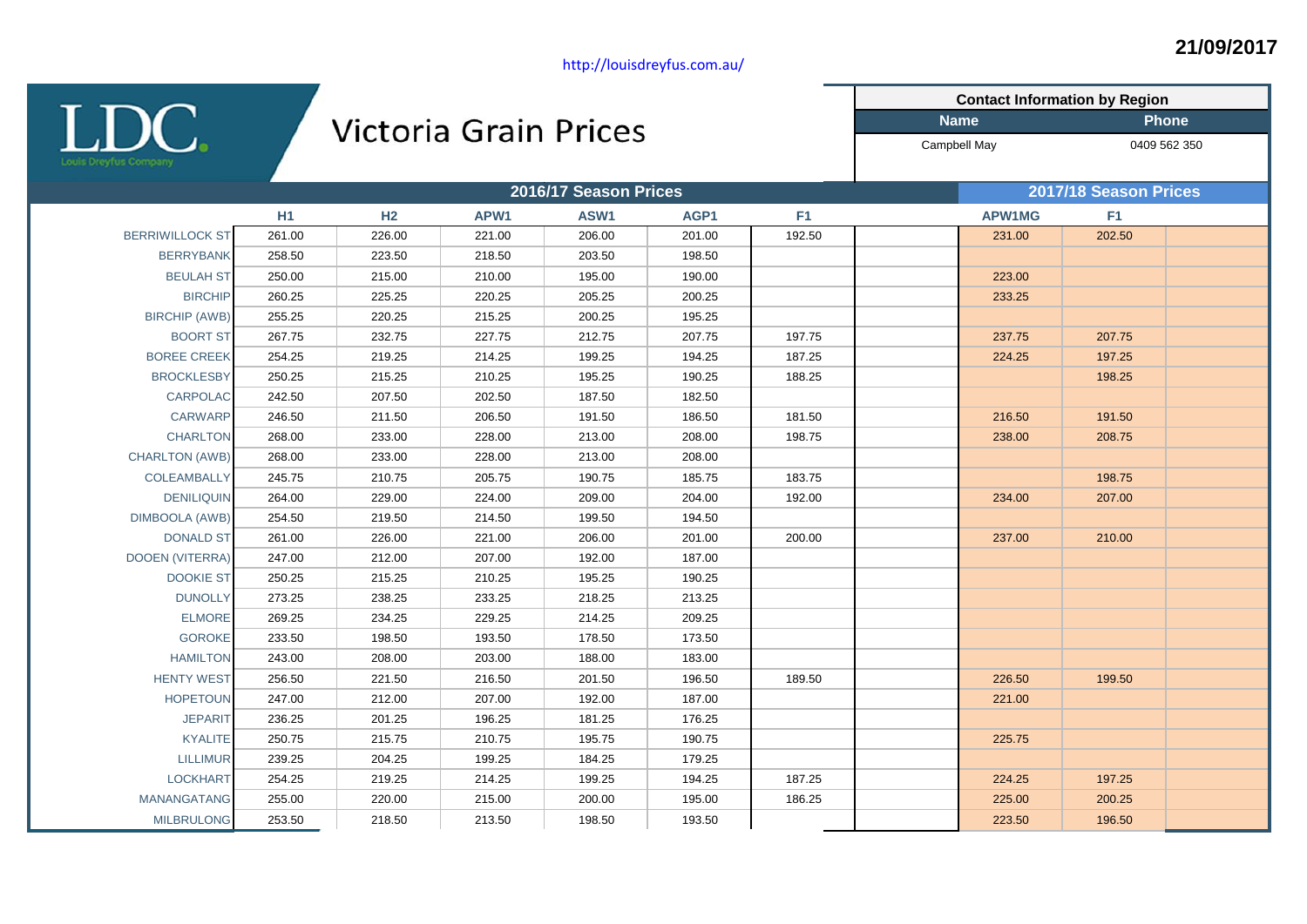21/09/2017

http://louisdreyfus.com.au/

LDC. Louis Dreyfus Company

# Victoria Grain Prices

| Contact Information by Region | |
|---|---|
| Name | Phone |
| Campbell May | 0409 562 350 |

| | 2016/17 Season Prices | | | | | | | 2017/18 Season Prices | | |
|---|---|---|---|---|---|---|---|---|---|---|
| | H1 | H2 | APW1 | ASW1 | AGP1 | F1 | | APW1MG | F1 | |
| BERRIWILLOCK ST | 261.00 | 226.00 | 221.00 | 206.00 | 201.00 | 192.50 | | 231.00 | 202.50 | |
| BERRYBANK | 258.50 | 223.50 | 218.50 | 203.50 | 198.50 | | | | | |
| BEULAH ST | 250.00 | 215.00 | 210.00 | 195.00 | 190.00 | | | 223.00 | | |
| BIRCHIP | 260.25 | 225.25 | 220.25 | 205.25 | 200.25 | | | 233.25 | | |
| BIRCHIP (AWB) | 255.25 | 220.25 | 215.25 | 200.25 | 195.25 | | | | | |
| BOORT ST | 267.75 | 232.75 | 227.75 | 212.75 | 207.75 | 197.75 | | 237.75 | 207.75 | |
| BOREE CREEK | 254.25 | 219.25 | 214.25 | 199.25 | 194.25 | 187.25 | | 224.25 | 197.25 | |
| BROCKLESBY | 250.25 | 215.25 | 210.25 | 195.25 | 190.25 | 188.25 | | | 198.25 | |
| CARPOLAC | 242.50 | 207.50 | 202.50 | 187.50 | 182.50 | | | | | |
| CARWARP | 246.50 | 211.50 | 206.50 | 191.50 | 186.50 | 181.50 | | 216.50 | 191.50 | |
| CHARLTON | 268.00 | 233.00 | 228.00 | 213.00 | 208.00 | 198.75 | | 238.00 | 208.75 | |
| CHARLTON (AWB) | 268.00 | 233.00 | 228.00 | 213.00 | 208.00 | | | | | |
| COLEAMBALLY | 245.75 | 210.75 | 205.75 | 190.75 | 185.75 | 183.75 | | | 198.75 | |
| DENILIQUIN | 264.00 | 229.00 | 224.00 | 209.00 | 204.00 | 192.00 | | 234.00 | 207.00 | |
| DIMBOOLA (AWB) | 254.50 | 219.50 | 214.50 | 199.50 | 194.50 | | | | | |
| DONALD ST | 261.00 | 226.00 | 221.00 | 206.00 | 201.00 | 200.00 | | 237.00 | 210.00 | |
| DOOEN (VITERRA) | 247.00 | 212.00 | 207.00 | 192.00 | 187.00 | | | | | |
| DOOKIE ST | 250.25 | 215.25 | 210.25 | 195.25 | 190.25 | | | | | |
| DUNOLLY | 273.25 | 238.25 | 233.25 | 218.25 | 213.25 | | | | | |
| ELMORE | 269.25 | 234.25 | 229.25 | 214.25 | 209.25 | | | | | |
| GOROKE | 233.50 | 198.50 | 193.50 | 178.50 | 173.50 | | | | | |
| HAMILTON | 243.00 | 208.00 | 203.00 | 188.00 | 183.00 | | | | | |
| HENTY WEST | 256.50 | 221.50 | 216.50 | 201.50 | 196.50 | 189.50 | | 226.50 | 199.50 | |
| HOPETOUN | 247.00 | 212.00 | 207.00 | 192.00 | 187.00 | | | 221.00 | | |
| JEPARIT | 236.25 | 201.25 | 196.25 | 181.25 | 176.25 | | | | | |
| KYALITE | 250.75 | 215.75 | 210.75 | 195.75 | 190.75 | | | 225.75 | | |
| LILLIMUR | 239.25 | 204.25 | 199.25 | 184.25 | 179.25 | | | | | |
| LOCKHART | 254.25 | 219.25 | 214.25 | 199.25 | 194.25 | 187.25 | | 224.25 | 197.25 | |
| MANANGATANG | 255.00 | 220.00 | 215.00 | 200.00 | 195.00 | 186.25 | | 225.00 | 200.25 | |
| MILBRULONG | 253.50 | 218.50 | 213.50 | 198.50 | 193.50 | | | 223.50 | 196.50 | |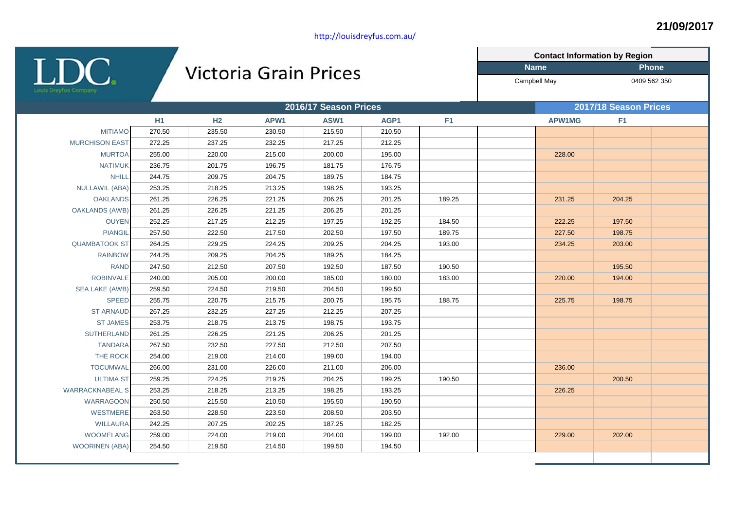21/09/2017

http://louisdreyfus.com.au/

# Victoria Grain Prices

LDC Louis Dreyfus Company

| Contact Information by Region | |
|---|---|
| **Name** | **Phone** |
| Campbell May | 0409 562 350 |

| | 2016/17 Season Prices | | | | | | | 2017/18 Season Prices | | |
|---|---|---|---|---|---|---|---|---|---|---|
| | H1 | H2 | APW1 | ASW1 | AGP1 | F1 | | APW1MG | F1 | |
| MITIAMO | 270.50 | 235.50 | 230.50 | 215.50 | 210.50 | | | | | |
| MURCHISON EAST | 272.25 | 237.25 | 232.25 | 217.25 | 212.25 | | | | | |
| MURTOA | 255.00 | 220.00 | 215.00 | 200.00 | 195.00 | | | 228.00 | | |
| NATIMUK | 236.75 | 201.75 | 196.75 | 181.75 | 176.75 | | | | | |
| NHILL | 244.75 | 209.75 | 204.75 | 189.75 | 184.75 | | | | | |
| NULLAWIL (ABA) | 253.25 | 218.25 | 213.25 | 198.25 | 193.25 | | | | | |
| OAKLANDS | 261.25 | 226.25 | 221.25 | 206.25 | 201.25 | 189.25 | | 231.25 | 204.25 | |
| OAKLANDS (AWB) | 261.25 | 226.25 | 221.25 | 206.25 | 201.25 | | | | | |
| OUYEN | 252.25 | 217.25 | 212.25 | 197.25 | 192.25 | 184.50 | | 222.25 | 197.50 | |
| PIANGIL | 257.50 | 222.50 | 217.50 | 202.50 | 197.50 | 189.75 | | 227.50 | 198.75 | |
| QUAMBATOOK ST | 264.25 | 229.25 | 224.25 | 209.25 | 204.25 | 193.00 | | 234.25 | 203.00 | |
| RAINBOW | 244.25 | 209.25 | 204.25 | 189.25 | 184.25 | | | | | |
| RAND | 247.50 | 212.50 | 207.50 | 192.50 | 187.50 | 190.50 | | | 195.50 | |
| ROBINVALE | 240.00 | 205.00 | 200.00 | 185.00 | 180.00 | 183.00 | | 220.00 | 194.00 | |
| SEA LAKE (AWB) | 259.50 | 224.50 | 219.50 | 204.50 | 199.50 | | | | | |
| SPEED | 255.75 | 220.75 | 215.75 | 200.75 | 195.75 | 188.75 | | 225.75 | 198.75 | |
| ST ARNAUD | 267.25 | 232.25 | 227.25 | 212.25 | 207.25 | | | | | |
| ST JAMES | 253.75 | 218.75 | 213.75 | 198.75 | 193.75 | | | | | |
| SUTHERLAND | 261.25 | 226.25 | 221.25 | 206.25 | 201.25 | | | | | |
| TANDARA | 267.50 | 232.50 | 227.50 | 212.50 | 207.50 | | | | | |
| THE ROCK | 254.00 | 219.00 | 214.00 | 199.00 | 194.00 | | | | | |
| TOCUMWAL | 266.00 | 231.00 | 226.00 | 211.00 | 206.00 | | | 236.00 | | |
| ULTIMA ST | 259.25 | 224.25 | 219.25 | 204.25 | 199.25 | 190.50 | | | 200.50 | |
| WARRACKNABEAL S | 253.25 | 218.25 | 213.25 | 198.25 | 193.25 | | | 226.25 | | |
| WARRAGOON | 250.50 | 215.50 | 210.50 | 195.50 | 190.50 | | | | | |
| WESTMERE | 263.50 | 228.50 | 223.50 | 208.50 | 203.50 | | | | | |
| WILLAURA | 242.25 | 207.25 | 202.25 | 187.25 | 182.25 | | | | | |
| WOOMELANG | 259.00 | 224.00 | 219.00 | 204.00 | 199.00 | 192.00 | | 229.00 | 202.00 | |
| WOORINEN (ABA) | 254.50 | 219.50 | 214.50 | 199.50 | 194.50 | | | | | |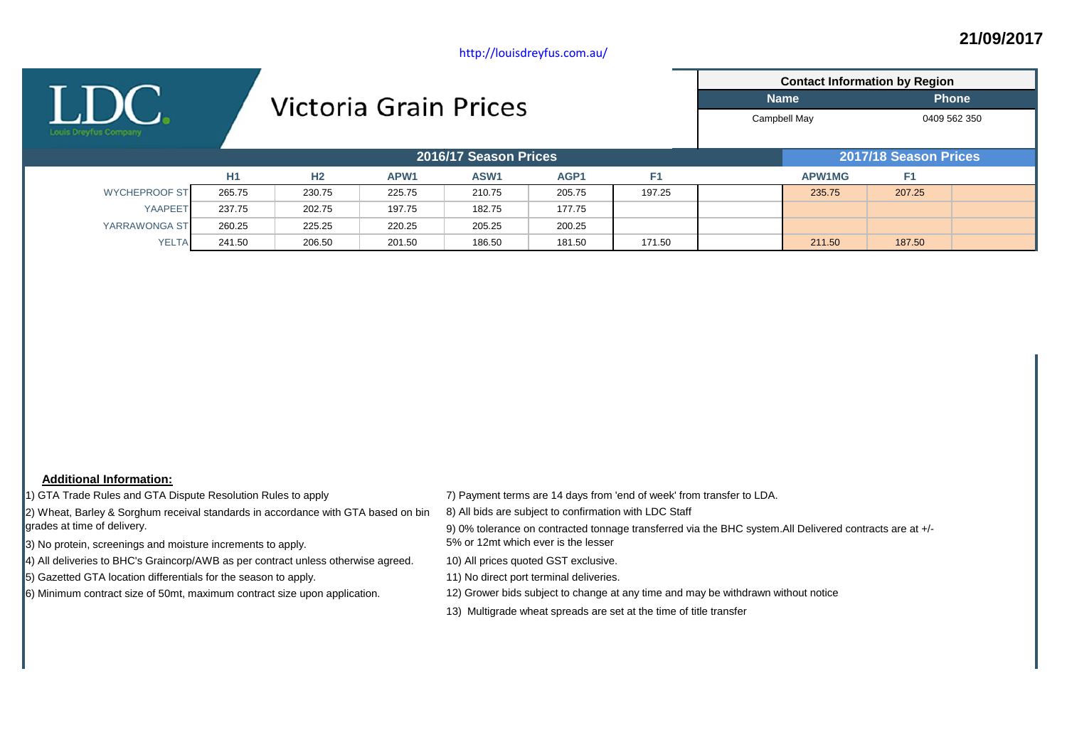21/09/2017

http://louisdreyfus.com.au/

# Victoria Grain Prices

| Contact Information by Region | |
|---|---|
| **Name** | **Phone** |
| Campbell May | 0409 562 350 |

| | 2016/17 Season Prices | | | | | | | 2017/18 Season Prices | | |
|---|---|---|---|---|---|---|---|---|---|---|
| | H1 | H2 | APW1 | ASW1 | AGP1 | F1 | | APW1MG | F1 | |
| WYCHEPROOF ST | 265.75 | 230.75 | 225.75 | 210.75 | 205.75 | 197.25 | | 235.75 | 207.25 | |
| YAAPEET | 237.75 | 202.75 | 197.75 | 182.75 | 177.75 | | | | | |
| YARRAWONGA ST | 260.25 | 225.25 | 220.25 | 205.25 | 200.25 | | | | | |
| YELTA | 241.50 | 206.50 | 201.50 | 186.50 | 181.50 | 171.50 | | 211.50 | 187.50 | |

**Additional Information:**

1) GTA Trade Rules and GTA Dispute Resolution Rules to apply
2) Wheat, Barley & Sorghum receival standards in accordance with GTA based on bin grades at time of delivery.
3) No protein, screenings and moisture increments to apply.
4) All deliveries to BHC's Graincorp/AWB as per contract unless otherwise agreed.
5) Gazetted GTA location differentials for the season to apply.
6) Minimum contract size of 50mt, maximum contract size upon application.
7) Payment terms are 14 days from 'end of week' from transfer to LDA.
8) All bids are subject to confirmation with LDC Staff
9) 0% tolerance on contracted tonnage transferred via the BHC system.All Delivered contracts are at +/- 5% or 12mt which ever is the lesser
10) All prices quoted GST exclusive.
11) No direct port terminal deliveries.
12) Grower bids subject to change at any time and may be withdrawn without notice
13) Multigrade wheat spreads are set at the time of title transfer